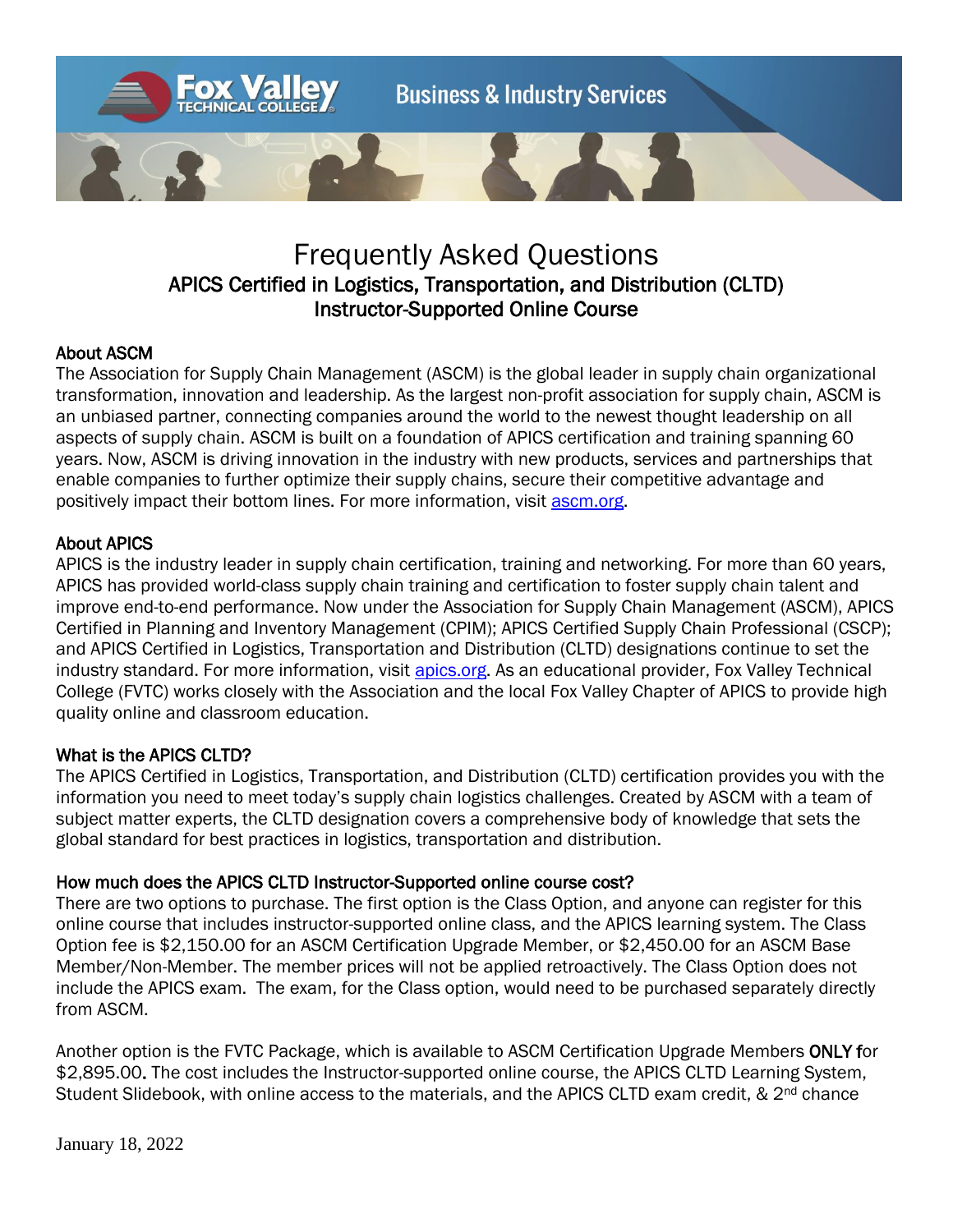# Frequently Asked Questions

## APICS Certified in Logistics, Transportation, and Distribution (CLTD) Instructor-Supported Online Course

### About ASCM

The Association for Supply Chain Management (ASCM) is the global leader in supply chain organizational transformation, innovation and leadership. As the largest non-profit association for supply chain, ASCM is an unbiased partner, connecting companies around the world to the newest thought leadership on all aspects of supply chain. ASCM is built on a foundation of APICS certification and training spanning 60 years. Now, ASCM is driving innovation in the industry with new products, services and partnerships that enable companies to further optimize their supply chains, secure their competitive advantage and positively impact their bottom lines. For more information, visit ascm.org.

### About APICS

APICS is the industry leader in supply chain certification, training and networking. For more than 60 years, APICS has provided world-class supply chain training and certification to foster supply chain talent and improve end-to-end performance. Now under the Association for Supply Chain Management (ASCM), APICS Certified in Planning and Inventory Management (CPIM); APICS Certified Supply Chain Professional (CSCP); and APICS Certified in Logistics, Transportation and Distribution (CLTD) designations continue to set the industry standard. For more information, visit apics.org. As an educational provider, Fox Valley Technical College (FVTC) works closely with the Association and the local Fox Valley Chapter of APICS to provide high quality online and classroom education.

### What is the APICS CLTD?

The APICS Certified in Logistics, Transportation, and Distribution (CLTD) certification provides you with the information you need to meet today's supply chain logistics challenges. Created by ASCM with a team of subject matter experts, the CLTD designation covers a comprehensive body of knowledge that sets the global standard for best practices in logistics, transportation and distribution.

### How much does the APICS CLTD Instructor-Supported online course cost?

There are two options to purchase. The first option is the Class Option, and anyone can register for this online course that includes instructor-supported online class, and the APICS learning system. The Class Option fee is $2,150.00 for an ASCM Certification Upgrade Member, or $2,450.00 for an ASCM Base Member/Non-Member. The member prices will not be applied retroactively. The Class Option does not include the APICS exam. The exam, for the Class option, would need to be purchased separately directly from ASCM.

Another option is the FVTC Package, which is available to ASCM Certification Upgrade Members **ONLY** for $2,895.00. The cost includes the Instructor-supported online course, the APICS CLTD Learning System, Student Slidebook, with online access to the materials, and the APICS CLTD exam credit, & 2nd chance

January 18, 2022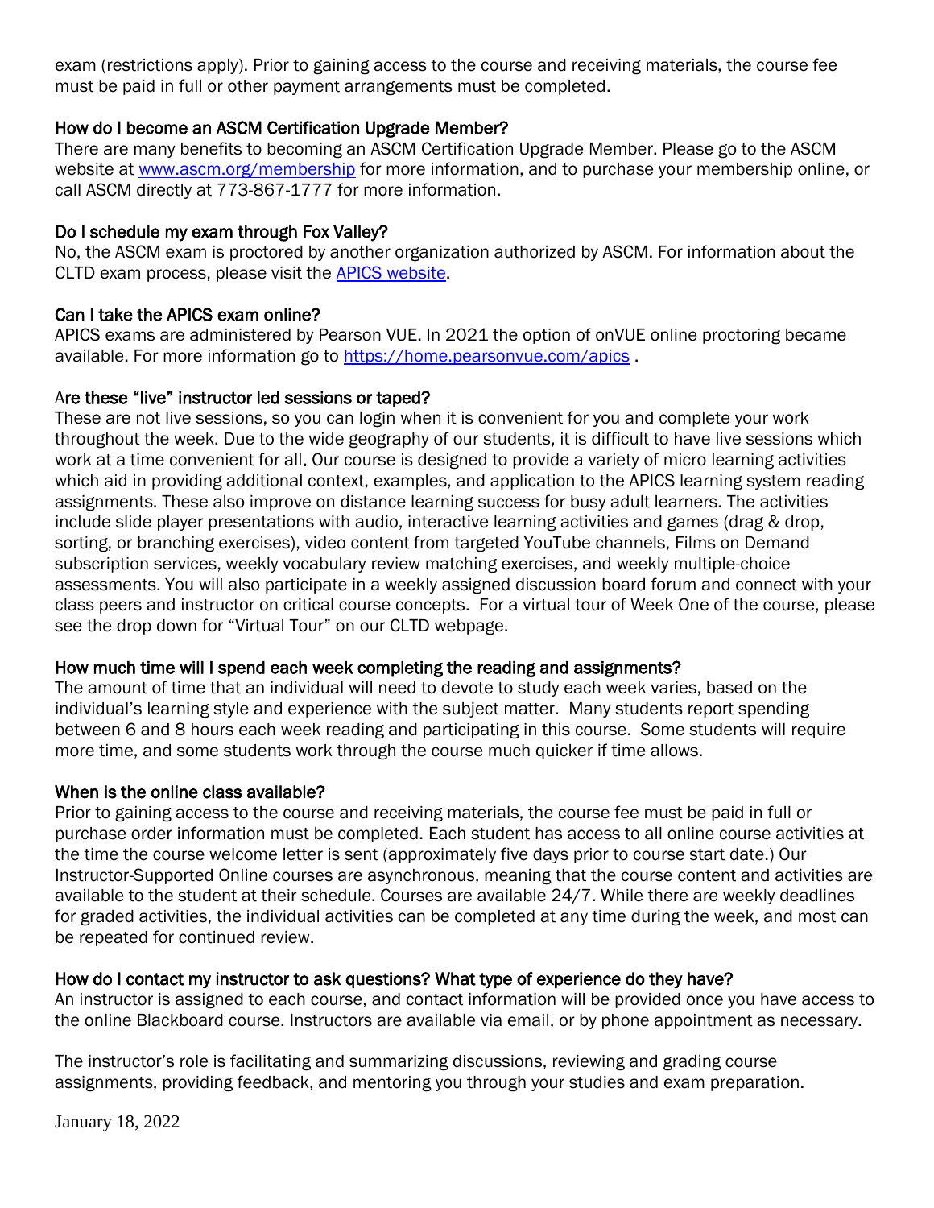exam (restrictions apply). Prior to gaining access to the course and receiving materials, the course fee must be paid in full or other payment arrangements must be completed.

### How do I become an ASCM Certification Upgrade Member?

There are many benefits to becoming an ASCM Certification Upgrade Member. Please go to the ASCM website at [www.ascm.org/membership](www.ascm.org/membership) for more information, and to purchase your membership online, or call ASCM directly at 773-867-1777 for more information.

### Do I schedule my exam through Fox Valley?

No, the ASCM exam is proctored by another organization authorized by ASCM. For information about the CLTD exam process, please visit the APICS website.

### Can I take the APICS exam online?

APICS exams are administered by Pearson VUE. In 2021 the option of onVUE online proctoring became available. For more information go to [https://home.pearsonvue.com/apics](https://home.pearsonvue.com/apics) .

### Are these "live" instructor led sessions or taped?

These are not live sessions, so you can login when it is convenient for you and complete your work throughout the week. Due to the wide geography of our students, it is difficult to have live sessions which work at a time convenient for all. Our course is designed to provide a variety of micro learning activities which aid in providing additional context, examples, and application to the APICS learning system reading assignments. These also improve on distance learning success for busy adult learners. The activities include slide player presentations with audio, interactive learning activities and games (drag & drop, sorting, or branching exercises), video content from targeted YouTube channels, Films on Demand subscription services, weekly vocabulary review matching exercises, and weekly multiple-choice assessments. You will also participate in a weekly assigned discussion board forum and connect with your class peers and instructor on critical course concepts. For a virtual tour of Week One of the course, please see the drop down for "Virtual Tour" on our CLTD webpage.

### How much time will I spend each week completing the reading and assignments?

The amount of time that an individual will need to devote to study each week varies, based on the individual's learning style and experience with the subject matter. Many students report spending between 6 and 8 hours each week reading and participating in this course. Some students will require more time, and some students work through the course much quicker if time allows.

### When is the online class available?

Prior to gaining access to the course and receiving materials, the course fee must be paid in full or purchase order information must be completed. Each student has access to all online course activities at the time the course welcome letter is sent (approximately five days prior to course start date.) Our Instructor-Supported Online courses are asynchronous, meaning that the course content and activities are available to the student at their schedule. Courses are available 24/7. While there are weekly deadlines for graded activities, the individual activities can be completed at any time during the week, and most can be repeated for continued review.

### How do I contact my instructor to ask questions? What type of experience do they have?

An instructor is assigned to each course, and contact information will be provided once you have access to the online Blackboard course. Instructors are available via email, or by phone appointment as necessary.

The instructor's role is facilitating and summarizing discussions, reviewing and grading course assignments, providing feedback, and mentoring you through your studies and exam preparation.

January 18, 2022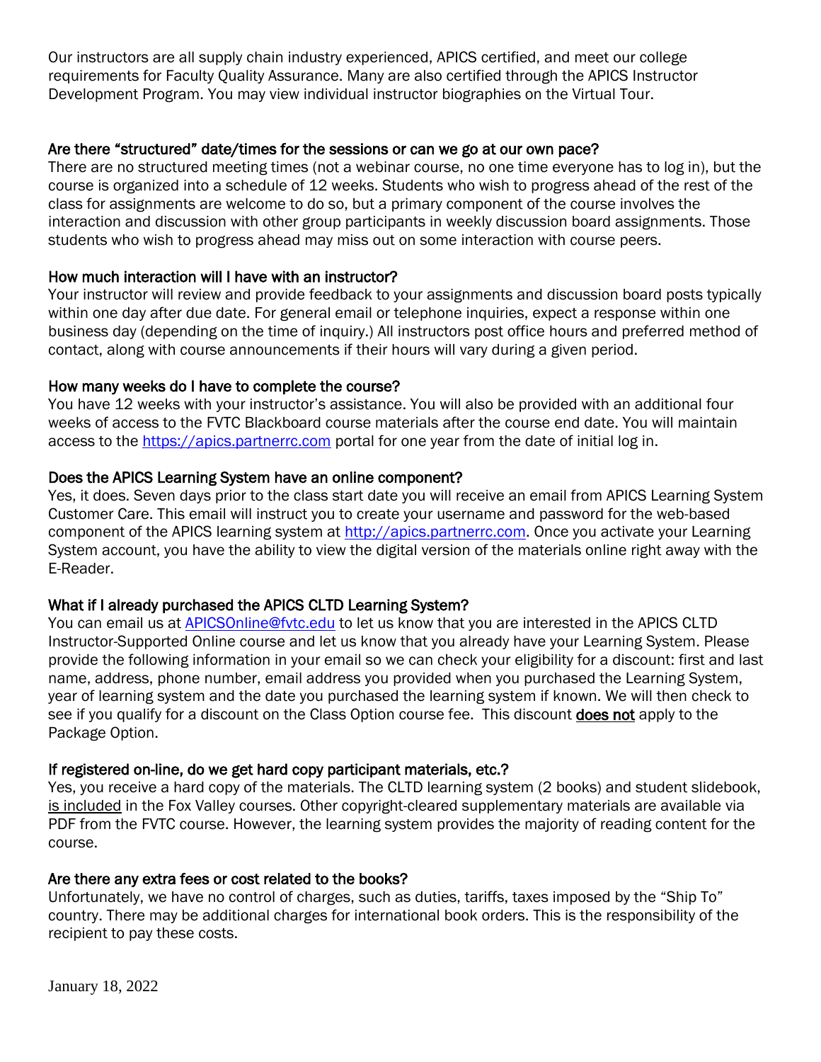Our instructors are all supply chain industry experienced, APICS certified, and meet our college requirements for Faculty Quality Assurance. Many are also certified through the APICS Instructor Development Program. You may view individual instructor biographies on the Virtual Tour.

### Are there "structured" date/times for the sessions or can we go at our own pace?

There are no structured meeting times (not a webinar course, no one time everyone has to log in), but the course is organized into a schedule of 12 weeks. Students who wish to progress ahead of the rest of the class for assignments are welcome to do so, but a primary component of the course involves the interaction and discussion with other group participants in weekly discussion board assignments. Those students who wish to progress ahead may miss out on some interaction with course peers.

### How much interaction will I have with an instructor?

Your instructor will review and provide feedback to your assignments and discussion board posts typically within one day after due date. For general email or telephone inquiries, expect a response within one business day (depending on the time of inquiry.) All instructors post office hours and preferred method of contact, along with course announcements if their hours will vary during a given period.

### How many weeks do I have to complete the course?

You have 12 weeks with your instructor's assistance. You will also be provided with an additional four weeks of access to the FVTC Blackboard course materials after the course end date. You will maintain access to the https://apics.partnerrc.com portal for one year from the date of initial log in.

### Does the APICS Learning System have an online component?

Yes, it does. Seven days prior to the class start date you will receive an email from APICS Learning System Customer Care. This email will instruct you to create your username and password for the web-based component of the APICS learning system at http://apics.partnerrc.com. Once you activate your Learning System account, you have the ability to view the digital version of the materials online right away with the E-Reader.

### What if I already purchased the APICS CLTD Learning System?

You can email us at APICSOnline@fvtc.edu to let us know that you are interested in the APICS CLTD Instructor-Supported Online course and let us know that you already have your Learning System. Please provide the following information in your email so we can check your eligibility for a discount: first and last name, address, phone number, email address you provided when you purchased the Learning System, year of learning system and the date you purchased the learning system if known. We will then check to see if you qualify for a discount on the Class Option course fee. This discount **does not** apply to the Package Option.

### If registered on-line, do we get hard copy participant materials, etc.?

Yes, you receive a hard copy of the materials. The CLTD learning system (2 books) and student slidebook, is included in the Fox Valley courses. Other copyright-cleared supplementary materials are available via PDF from the FVTC course. However, the learning system provides the majority of reading content for the course.

### Are there any extra fees or cost related to the books?

Unfortunately, we have no control of charges, such as duties, tariffs, taxes imposed by the "Ship To" country. There may be additional charges for international book orders. This is the responsibility of the recipient to pay these costs.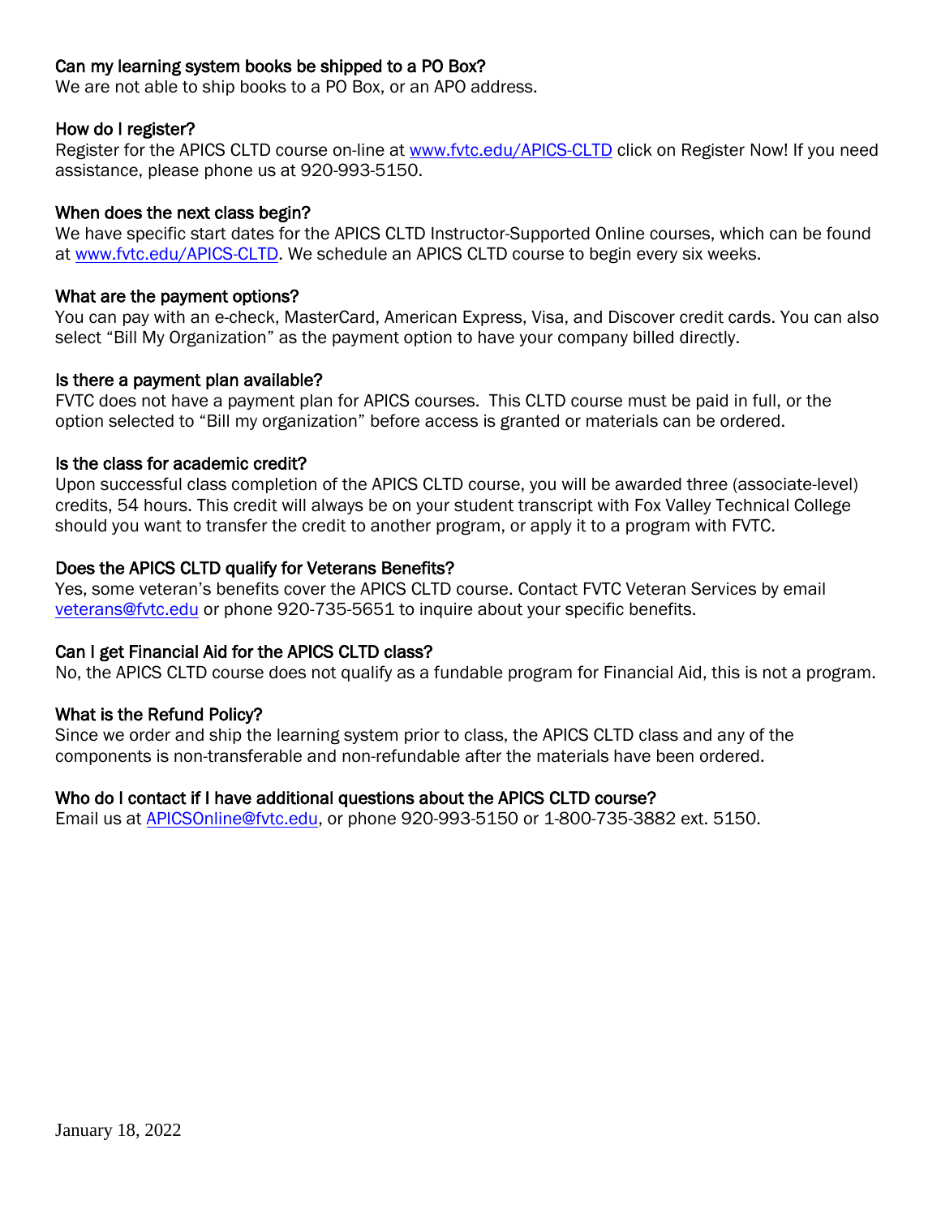### Can my learning system books be shipped to a PO Box?

We are not able to ship books to a PO Box, or an APO address.

### How do I register?

Register for the APICS CLTD course on-line at [www.fvtc.edu/APICS-CLTD](http://www.fvtc.edu/APICS-CLTD) click on Register Now! If you need assistance, please phone us at 920-993-5150.

### When does the next class begin?

We have specific start dates for the APICS CLTD Instructor-Supported Online courses, which can be found at [www.fvtc.edu/APICS-CLTD](http://www.fvtc.edu/APICS-CLTD). We schedule an APICS CLTD course to begin every six weeks.

### What are the payment options?

You can pay with an e-check, MasterCard, American Express, Visa, and Discover credit cards. You can also select "Bill My Organization" as the payment option to have your company billed directly.

### Is there a payment plan available?

FVTC does not have a payment plan for APICS courses. This CLTD course must be paid in full, or the option selected to "Bill my organization" before access is granted or materials can be ordered.

### Is the class for academic credit?

Upon successful class completion of the APICS CLTD course, you will be awarded three (associate-level) credits, 54 hours. This credit will always be on your student transcript with Fox Valley Technical College should you want to transfer the credit to another program, or apply it to a program with FVTC.

### Does the APICS CLTD qualify for Veterans Benefits?

Yes, some veteran's benefits cover the APICS CLTD course. Contact FVTC Veteran Services by email [veterans@fvtc.edu](mailto:veterans@fvtc.edu) or phone 920-735-5651 to inquire about your specific benefits.

### Can I get Financial Aid for the APICS CLTD class?

No, the APICS CLTD course does not qualify as a fundable program for Financial Aid, this is not a program.

### What is the Refund Policy?

Since we order and ship the learning system prior to class, the APICS CLTD class and any of the components is non-transferable and non-refundable after the materials have been ordered.

### Who do I contact if I have additional questions about the APICS CLTD course?

Email us at [APICSOnline@fvtc.edu](mailto:APICSOnline@fvtc.edu), or phone 920-993-5150 or 1-800-735-3882 ext. 5150.

January 18, 2022